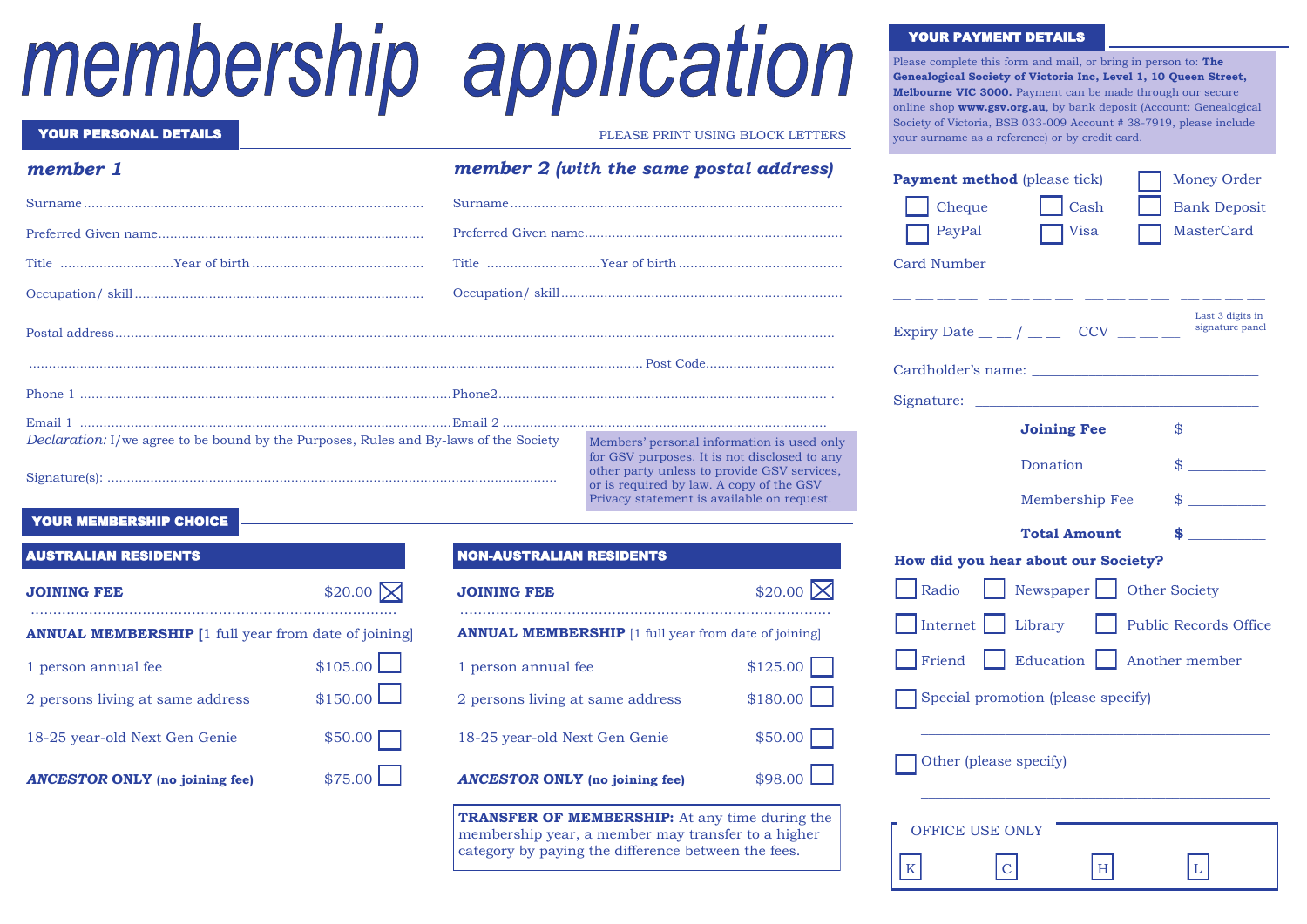# membership application

## YOUR PERSONAL DETAILS

PLEASE PRINT USING BLOCK LETTERS

### *member 1*

Surname ..........................................................................................

Preferred Given name.......................................................................

Title ............................Year of birth ...........................................

Occupation/ skill ..............................................................................

### *member 2 (with the same postal address)*

Surname ..........................................................................................

Preferred Given name.......................................................................

Title ............................Year of birth ...........................................

Occupation/ skill ..............................................................................

Postal address........................................................................................................................................................

......................................................................................................................................... Post Code................................

Phone 1 ..............................................................................Phone2.....................................................................

Email 1 ...............................................................................Email 2 ...................................................................

*Declaration:* I/we agree to be bound by the Purposes, Rules and By-laws of the Society

Signature(s): ...........................................................................................................

Members' personal information is used only for GSV purposes. It is not disclosed to any other party unless to provide GSV services, or is required by law. A copy of the GSV Privacy statement is available on request.

## YOUR MEMBERSHIP CHOICE

### AUSTRALIAN RESIDENTS

| | | |
|---|---|---|
| **JOINING FEE** | $20.00 | ☒ |
| **ANNUAL MEMBERSHIP** [1 full year from date of joining] | | |
| 1 person annual fee | $105.00 | ☐ |
| 2 persons living at same address | $150.00 | ☐ |
| 18-25 year-old Next Gen Genie | $50.00 | ☐ |
| ***ANCESTOR* ONLY (no joining fee)** | $75.00 | ☐ |

### NON-AUSTRALIAN RESIDENTS

| | | |
|---|---|---|
| **JOINING FEE** | $20.00 | ☒ |
| **ANNUAL MEMBERSHIP** [1 full year from date of joining] | | |
| 1 person annual fee | $125.00 | ☐ |
| 2 persons living at same address | $180.00 | ☐ |
| 18-25 year-old Next Gen Genie | $50.00 | ☐ |
| ***ANCESTOR* ONLY (no joining fee)** | $98.00 | ☐ |

**TRANSFER OF MEMBERSHIP:** At any time during the membership year, a member may transfer to a higher category by paying the difference between the fees.

## YOUR PAYMENT DETAILS

Please complete this form and mail, or bring in person to: **The Genealogical Society of Victoria Inc, Level 1, 10 Queen Street, Melbourne VIC 3000.** Payment can be made through our secure online shop **www.gsv.org.au**, by bank deposit (Account: Genealogical Society of Victoria, BSB 033-009 Account # 38-7919, please include your surname as a reference) or by credit card.

**Payment method** (please tick)

☐ Cheque ☐ Cash ☐ Money Order ☐ Bank Deposit ☐ PayPal ☐ Visa ☐ MasterCard

Card Number

__ __ __ __ &nbsp; __ __ __ __ &nbsp; __ __ __ __ &nbsp; __ __ __ __

Expiry Date __ __ / __ __ &nbsp; CCV __ __ __ (Last 3 digits in signature panel)

Cardholder's name: ________________________________

Signature: ________________________________

| | |
|---|---|
| **Joining Fee** | $ __________ |
| Donation | $ __________ |
| Membership Fee | $ __________ |
| **Total Amount** | **$** __________ |

**How did you hear about our Society?**

☐ Radio ☐ Newspaper ☐ Other Society

☐ Internet ☐ Library ☐ Public Records Office

☐ Friend ☐ Education ☐ Another member

☐ Special promotion (please specify)

________________________________________

☐ Other (please specify)

________________________________________

OFFICE USE ONLY

K ______ C ______ H ______ L ______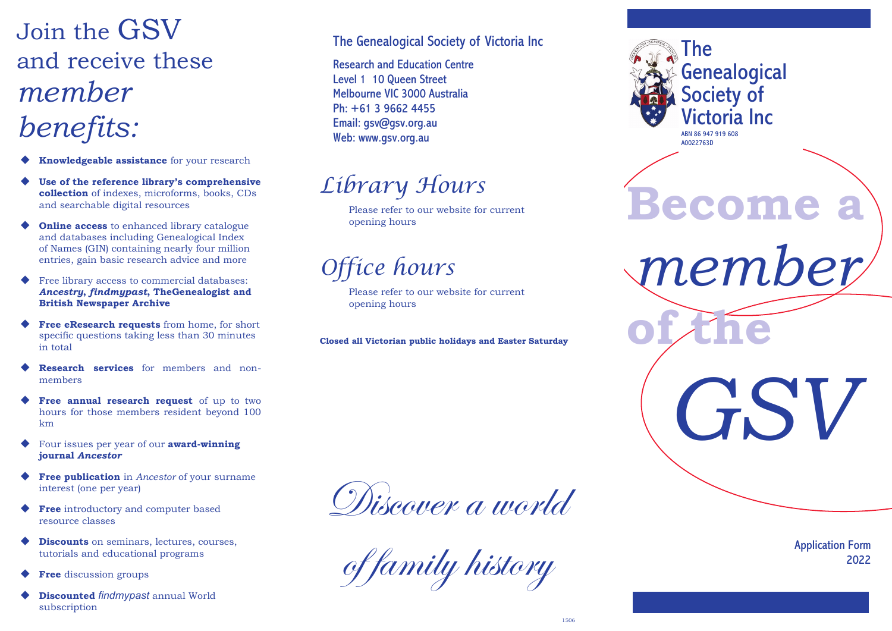# Join the GSV and receive these *member benefits:*

- **Knowledgeable assistance** for your research
- **Use of the reference library's comprehensive collection** of indexes, microforms, books, CDs and searchable digital resources
- **Online access** to enhanced library catalogue and databases including Genealogical Index of Names (GIN) containing nearly four million entries, gain basic research advice and more
- Free library access to commercial databases: ***Ancestry*, *findmypast*, TheGenealogist and British Newspaper Archive**
- **Free eResearch requests** from home, for short specific questions taking less than 30 minutes in total
- **Research services** for members and non-members
- **Free annual research request** of up to two hours for those members resident beyond 100 km
- Four issues per year of our **award-winning journal *Ancestor***
- **Free publication** in *Ancestor* of your surname interest (one per year)
- **Free** introductory and computer based resource classes
- **Discounts** on seminars, lectures, courses, tutorials and educational programs
- **Free** discussion groups
- **Discounted** *findmypast* annual World subscription

## The Genealogical Society of Victoria Inc

Research and Education Centre
Level 1 10 Queen Street
Melbourne VIC 3000 Australia
Ph: +61 3 9662 4455
Email: gsv@gsv.org.au
Web: www.gsv.org.au

## *Library Hours*

Please refer to our website for current opening hours

## *Office hours*

Please refer to our website for current opening hours

**Closed all Victorian public holidays and Easter Saturday**

*Discover a world of family history*

1506

# The Genealogical Society of Victoria Inc

ABN 86 947 919 608
A0022763D

# Become a *member* of the *GSV*

Application Form
2022